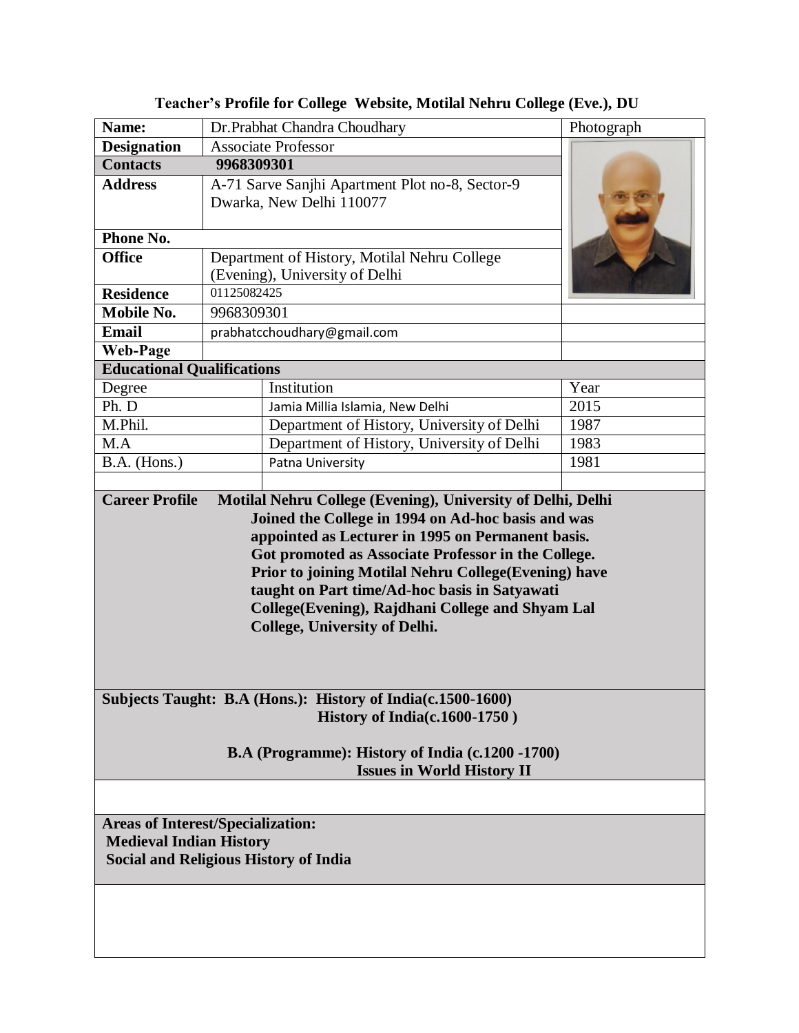**Teacher's Profile for College Website, Motilal Nehru College (Eve.), DU**

| Name: | Dr.Prabhat Chandra Choudhary | Photograph |
|---|---|---|
| **Designation** | Associate Professor | |
| **Contacts** | **9968309301** | |
| **Address** | A-71 Sarve Sanjhi Apartment Plot no-8, Sector-9 Dwarka, New Delhi 110077 | |
| **Phone No.** | | |
| **Office** | Department of History, Motilal Nehru College (Evening), University of Delhi | |
| **Residence** | 01125082425 | |
| **Mobile No.** | 9968309301 | |
| **Email** | prabhatcchoudhary@gmail.com | |
| **Web-Page** | | |

**Educational Qualifications**

| Degree | Institution | Year |
|---|---|---|
| Ph. D | Jamia Millia Islamia, New Delhi | 2015 |
| M.Phil. | Department of History, University of Delhi | 1987 |
| M.A | Department of History, University of Delhi | 1983 |
| B.A. (Hons.) | Patna University | 1981 |

**Career Profile** **Motilal Nehru College (Evening), University of Delhi, Delhi**

**Joined the College in 1994 on Ad-hoc basis and was appointed as Lecturer in 1995 on Permanent basis. Got promoted as Associate Professor in the College. Prior to joining Motilal Nehru College(Evening) have taught on Part time/Ad-hoc basis in Satyawati College(Evening), Rajdhani College and Shyam Lal College, University of Delhi.**

**Subjects Taught: B.A (Hons.): History of India(c.1500-1600)**
**History of India(c.1600-1750 )**

**B.A (Programme): History of India (c.1200 -1700)**
**Issues in World History II**

**Areas of Interest/Specialization:**
**Medieval Indian History**
**Social and Religious History of India**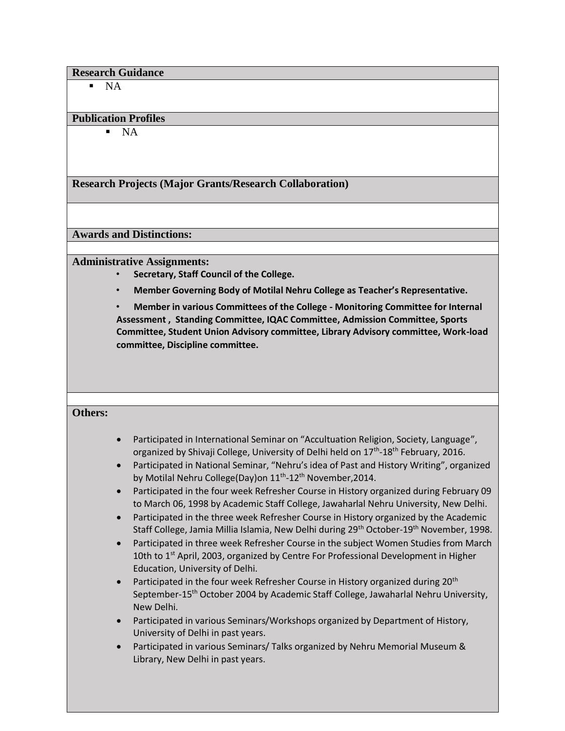## Research Guidance

- NA

## Publication Profiles

- NA

## Research Projects (Major Grants/Research Collaboration)

## Awards and Distinctions:

## Administrative Assignments:

- **Secretary, Staff Council of the College.**
- **Member Governing Body of Motilal Nehru College as Teacher's Representative.**
- **Member in various Committees of the College - Monitoring Committee for Internal Assessment , Standing Committee, IQAC Committee, Admission Committee, Sports Committee, Student Union Advisory committee, Library Advisory committee, Work-load committee, Discipline committee.**

## Others:

- Participated in International Seminar on "Accultuation Religion, Society, Language", organized by Shivaji College, University of Delhi held on 17th-18th February, 2016.
- Participated in National Seminar, "Nehru's idea of Past and History Writing", organized by Motilal Nehru College(Day)on 11th-12th November,2014.
- Participated in the four week Refresher Course in History organized during February 09 to March 06, 1998 by Academic Staff College, Jawaharlal Nehru University, New Delhi.
- Participated in the three week Refresher Course in History organized by the Academic Staff College, Jamia Millia Islamia, New Delhi during 29th October-19th November, 1998.
- Participated in three week Refresher Course in the subject Women Studies from March 10th to 1st April, 2003, organized by Centre For Professional Development in Higher Education, University of Delhi.
- Participated in the four week Refresher Course in History organized during 20th September-15th October 2004 by Academic Staff College, Jawaharlal Nehru University, New Delhi.
- Participated in various Seminars/Workshops organized by Department of History, University of Delhi in past years.
- Participated in various Seminars/ Talks organized by Nehru Memorial Museum & Library, New Delhi in past years.